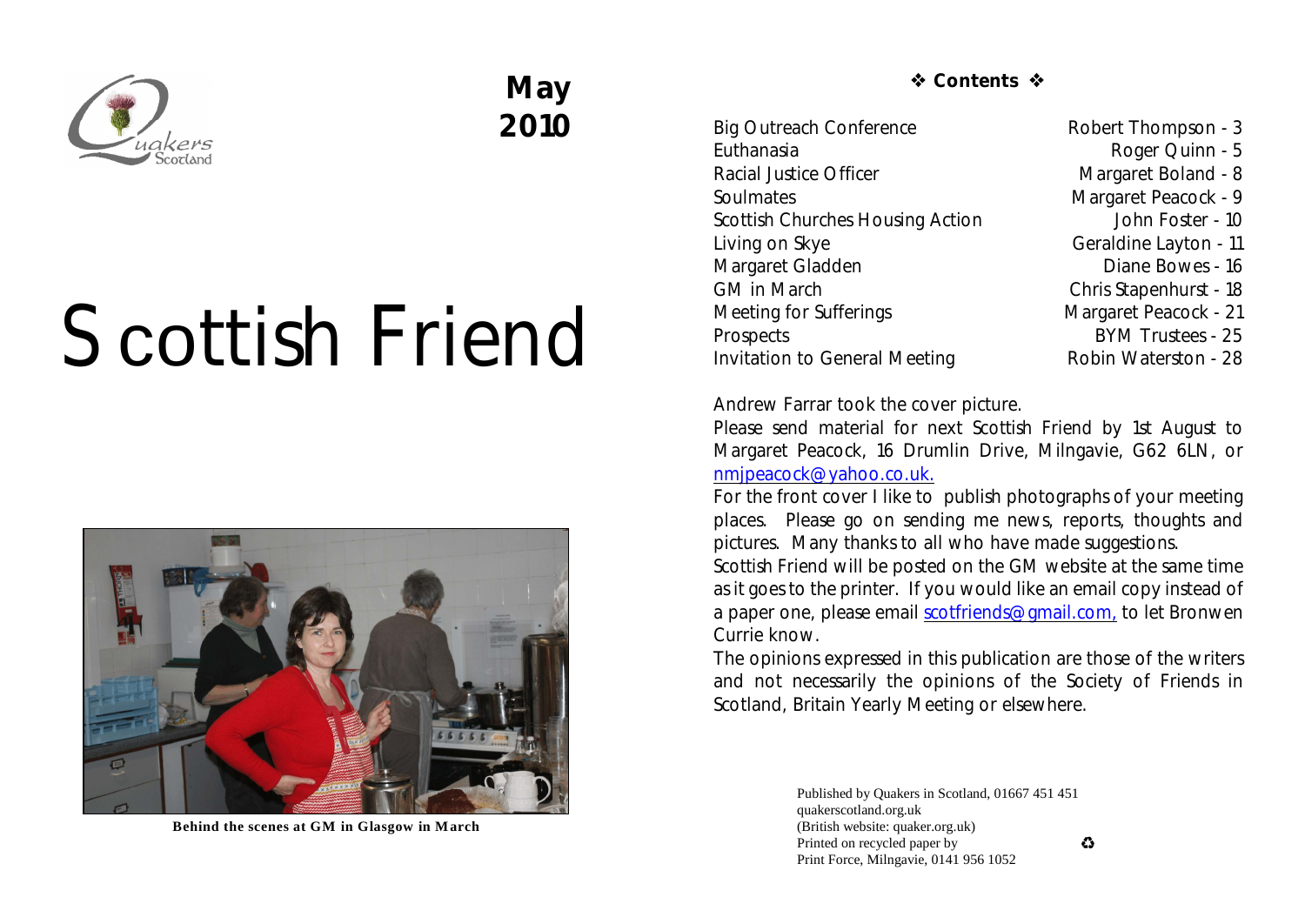May 2010

# Scottish Friend

Behind the scenes at GM in Glasgow in March

## ❖ Contents ❖

| | |
|---|---|
| Big Outreach Conference | Robert Thompson - 3 |
| Euthanasia | Roger Quinn - 5 |
| Racial Justice Officer | Margaret Boland - 8 |
| Soulmates | Margaret Peacock - 9 |
| Scottish Churches Housing Action | John Foster - 10 |
| Living on Skye | Geraldine Layton - 11 |
| Margaret Gladden | Diane Bowes - 16 |
| GM in March | Chris Stapenhurst - 18 |
| Meeting for Sufferings | Margaret Peacock - 21 |
| Prospects | BYM Trustees - 25 |
| Invitation to General Meeting | Robin Waterston - 28 |

Andrew Farrar took the cover picture.

Please send material for next Scottish Friend by 1st August to Margaret Peacock, 16 Drumlin Drive, Milngavie, G62 6LN, or nmjpeacock@yahoo.co.uk.

For the front cover I like to publish photographs of your meeting places. Please go on sending me news, reports, thoughts and pictures. Many thanks to all who have made suggestions.

Scottish Friend will be posted on the GM website at the same time as it goes to the printer. If you would like an email copy instead of a paper one, please email scotfriends@gmail.com, to let Bronwen Currie know.

The opinions expressed in this publication are those of the writers and not necessarily the opinions of the Society of Friends in Scotland, Britain Yearly Meeting or elsewhere.

Published by Quakers in Scotland, 01667 451 451
quakerscotland.org.uk
(British website: quaker.org.uk)
Printed on recycled paper by ♻
Print Force, Milngavie, 0141 956 1052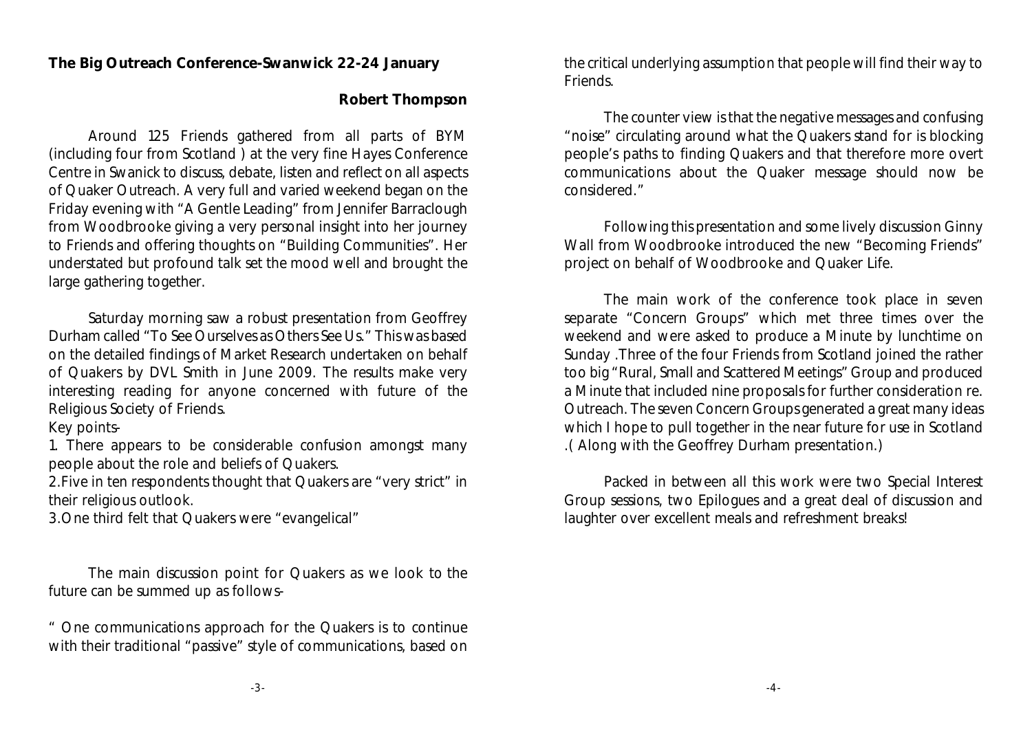**The Big Outreach Conference-Swanwick 22-24 January**

**Robert Thompson**

Around 125 Friends gathered from all parts of BYM (including four from Scotland ) at the very fine Hayes Conference Centre in Swanick to discuss, debate, listen and reflect on all aspects of Quaker Outreach. A very full and varied weekend began on the Friday evening with "A Gentle Leading" from Jennifer Barraclough from Woodbrooke giving a very personal insight into her journey to Friends and offering thoughts on "Building Communities". Her understated but profound talk set the mood well and brought the large gathering together.

Saturday morning saw a robust presentation from Geoffrey Durham called "To See Ourselves as Others See Us." This was based on the detailed findings of Market Research undertaken on behalf of Quakers by DVL Smith in June 2009. The results make very interesting reading for anyone concerned with future of the Religious Society of Friends.

Key points-

1. There appears to be considerable confusion amongst many people about the role and beliefs of Quakers.
2. Five in ten respondents thought that Quakers are "very strict" in their religious outlook.
3. One third felt that Quakers were "evangelical"

The main discussion point for Quakers as we look to the future can be summed up as follows-

" One communications approach for the Quakers is to continue with their traditional "passive" style of communications, based on the critical underlying assumption that people will find their way to Friends.

The counter view is that the negative messages and confusing "noise" circulating around what the Quakers stand for is blocking people's paths to finding Quakers and that therefore more overt communications about the Quaker message should now be considered."

Following this presentation and some lively discussion Ginny Wall from Woodbrooke introduced the new "Becoming Friends" project on behalf of Woodbrooke and Quaker Life.

The main work of the conference took place in seven separate "Concern Groups" which met three times over the weekend and were asked to produce a Minute by lunchtime on Sunday .Three of the four Friends from Scotland joined the rather too big "Rural, Small and Scattered Meetings" Group and produced a Minute that included nine proposals for further consideration re. Outreach. The seven Concern Groups generated a great many ideas which I hope to pull together in the near future for use in Scotland .( Along with the Geoffrey Durham presentation.)

Packed in between all this work were two Special Interest Group sessions, two Epilogues and a great deal of discussion and laughter over excellent meals and refreshment breaks!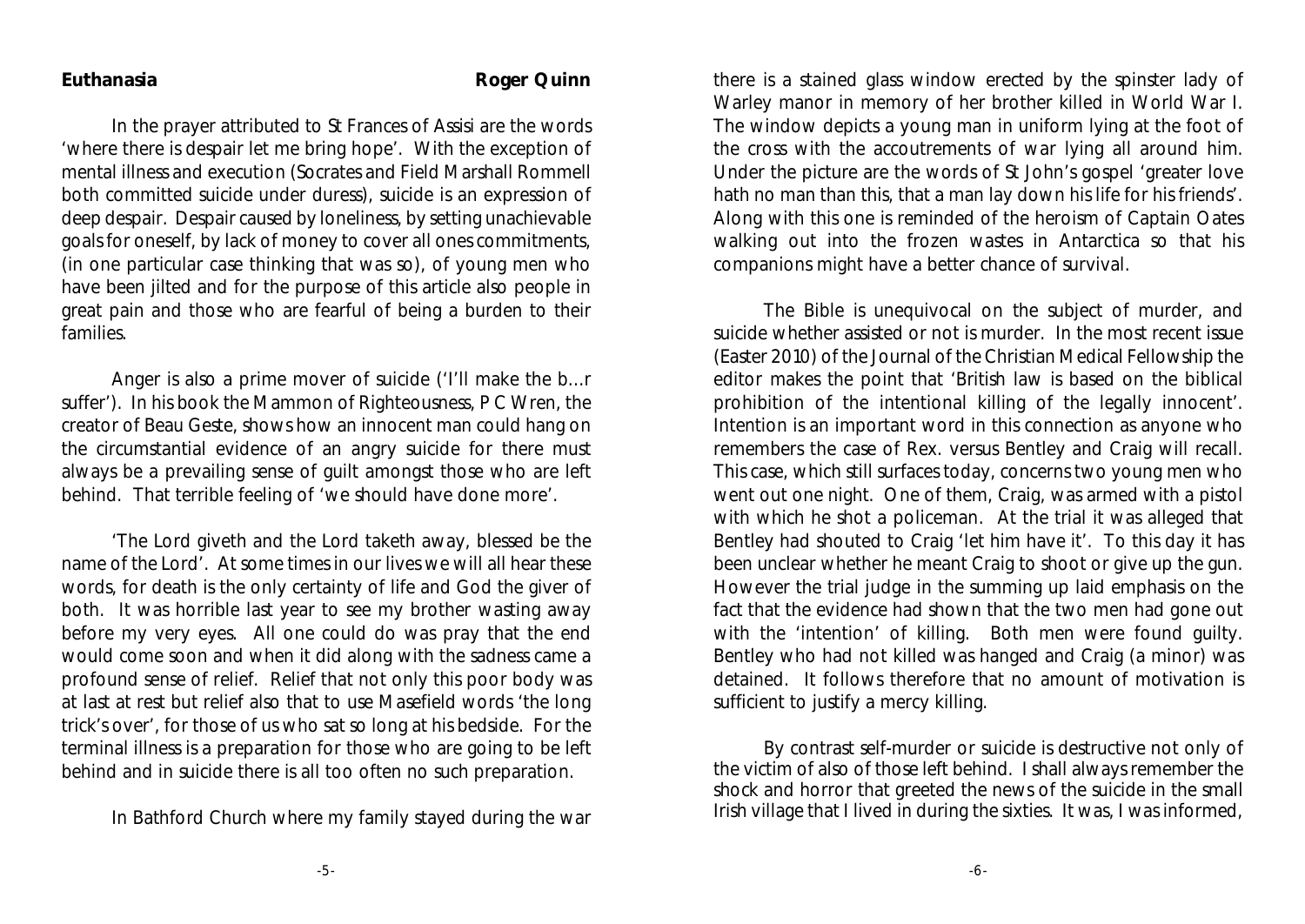**Euthanasia** **Roger Quinn**

In the prayer attributed to St Frances of Assisi are the words 'where there is despair let me bring hope'. With the exception of mental illness and execution (Socrates and Field Marshall Rommell both committed suicide under duress), suicide is an expression of deep despair. Despair caused by loneliness, by setting unachievable goals for oneself, by lack of money to cover all ones commitments, (in one particular case thinking that was so), of young men who have been jilted and for the purpose of this article also people in great pain and those who are fearful of being a burden to their families.

Anger is also a prime mover of suicide ('I'll make the b...r suffer'). In his book the Mammon of Righteousness, P C Wren, the creator of Beau Geste, shows how an innocent man could hang on the circumstantial evidence of an angry suicide for there must always be a prevailing sense of guilt amongst those who are left behind. That terrible feeling of 'we should have done more'.

'The Lord giveth and the Lord taketh away, blessed be the name of the Lord'. At some times in our lives we will all hear these words, for death is the only certainty of life and God the giver of both. It was horrible last year to see my brother wasting away before my very eyes. All one could do was pray that the end would come soon and when it did along with the sadness came a profound sense of relief. Relief that not only this poor body was at last at rest but relief also that to use Masefield words 'the long trick's over', for those of us who sat so long at his bedside. For the terminal illness is a preparation for those who are going to be left behind and in suicide there is all too often no such preparation.

In Bathford Church where my family stayed during the war there is a stained glass window erected by the spinster lady of Warley manor in memory of her brother killed in World War I. The window depicts a young man in uniform lying at the foot of the cross with the accoutrements of war lying all around him. Under the picture are the words of St John's gospel 'greater love hath no man than this, that a man lay down his life for his friends'. Along with this one is reminded of the heroism of Captain Oates walking out into the frozen wastes in Antarctica so that his companions might have a better chance of survival.

The Bible is unequivocal on the subject of murder, and suicide whether assisted or not is murder. In the most recent issue (Easter 2010) of the Journal of the Christian Medical Fellowship the editor makes the point that 'British law is based on the biblical prohibition of the intentional killing of the legally innocent'. Intention is an important word in this connection as anyone who remembers the case of Rex. versus Bentley and Craig will recall. This case, which still surfaces today, concerns two young men who went out one night. One of them, Craig, was armed with a pistol with which he shot a policeman. At the trial it was alleged that Bentley had shouted to Craig 'let him have it'. To this day it has been unclear whether he meant Craig to shoot or give up the gun. However the trial judge in the summing up laid emphasis on the fact that the evidence had shown that the two men had gone out with the 'intention' of killing. Both men were found guilty. Bentley who had not killed was hanged and Craig (a minor) was detained. It follows therefore that no amount of motivation is sufficient to justify a mercy killing.

By contrast self-murder or suicide is destructive not only of the victim of also of those left behind. I shall always remember the shock and horror that greeted the news of the suicide in the small Irish village that I lived in during the sixties. It was, I was informed,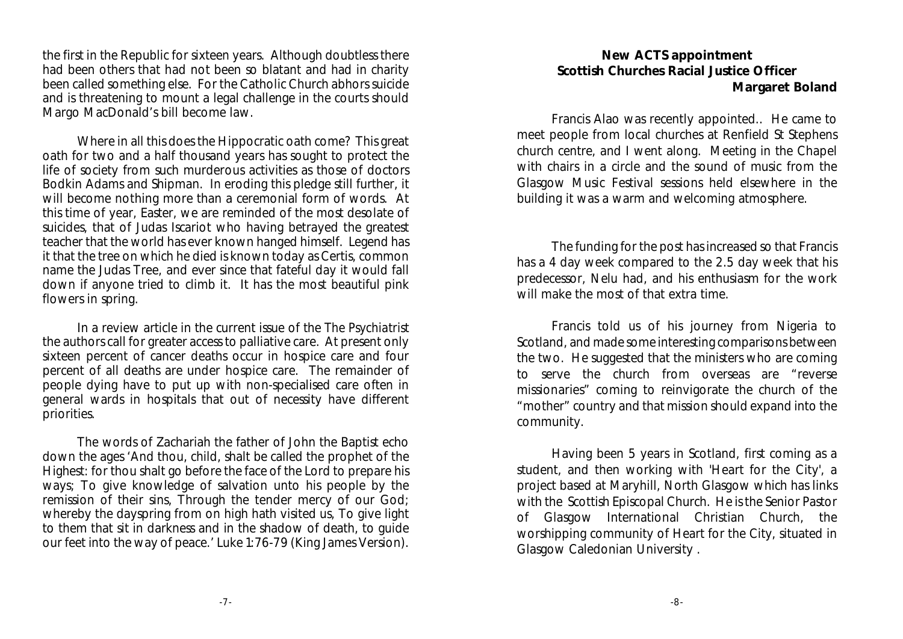the first in the Republic for sixteen years. Although doubtless there had been others that had not been so blatant and had in charity been called something else. For the Catholic Church abhors suicide and is threatening to mount a legal challenge in the courts should Margo MacDonald's bill become law.

Where in all this does the Hippocratic oath come? This great oath for two and a half thousand years has sought to protect the life of society from such murderous activities as those of doctors Bodkin Adams and Shipman. In eroding this pledge still further, it will become nothing more than a ceremonial form of words. At this time of year, Easter, we are reminded of the most desolate of suicides, that of Judas Iscariot who having betrayed the greatest teacher that the world has ever known hanged himself. Legend has it that the tree on which he died is known today as Certis, common name the Judas Tree, and ever since that fateful day it would fall down if anyone tried to climb it. It has the most beautiful pink flowers in spring.

In a review article in the current issue of the *The Psychiatrist* the authors call for greater access to palliative care. At present only sixteen percent of cancer deaths occur in hospice care and four percent of all deaths are under hospice care. The remainder of people dying have to put up with non-specialised care often in general wards in hospitals that out of necessity have different priorities.

The words of Zachariah the father of John the Baptist echo down the ages 'And thou, child, shalt be called the prophet of the Highest: for thou shalt go before the face of the Lord to prepare his ways; To give knowledge of salvation unto his people by the remission of their sins, Through the tender mercy of our God; whereby the dayspring from on high hath visited us, To give light to them that sit in darkness and in the shadow of death, to guide our feet into the way of peace.' Luke 1:76-79 (King James Version).

## New ACTS appointment
## Scottish Churches Racial Justice Officer

**Margaret Boland**

Francis Alao was recently appointed.. He came to meet people from local churches at Renfield St Stephens church centre, and I went along. Meeting in the Chapel with chairs in a circle and the sound of music from the Glasgow Music Festival sessions held elsewhere in the building it was a warm and welcoming atmosphere.

The funding for the post has increased so that Francis has a 4 day week compared to the 2.5 day week that his predecessor, Nelu had, and his enthusiasm for the work will make the most of that extra time.

Francis told us of his journey from Nigeria to Scotland, and made some interesting comparisons between the two. He suggested that the ministers who are coming to serve the church from overseas are "reverse missionaries" coming to reinvigorate the church of the "mother" country and that mission should expand into the community.

Having been 5 years in Scotland, first coming as a student, and then working with 'Heart for the City', a project based at Maryhill, North Glasgow which has links with the Scottish Episcopal Church. He is the Senior Pastor of Glasgow International Christian Church, the worshipping community of Heart for the City, situated in Glasgow Caledonian University .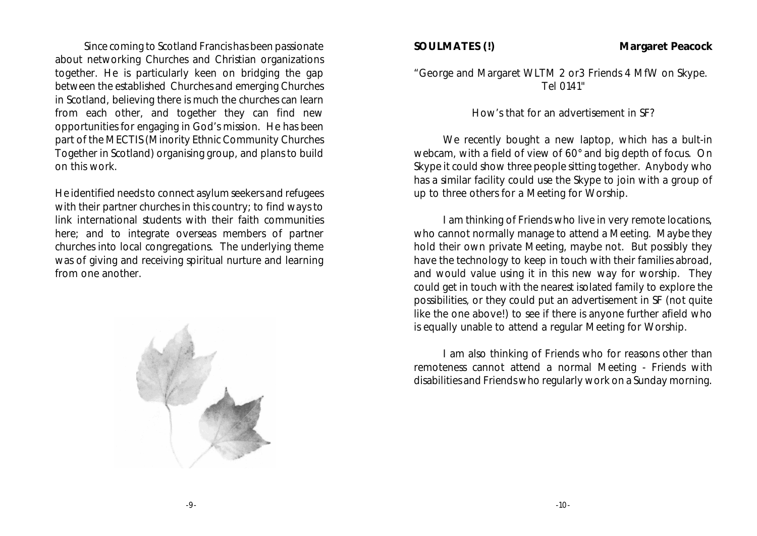Since coming to Scotland Francis has been passionate about networking Churches and Christian organizations together. He is particularly keen on bridging the gap between the established Churches and emerging Churches in Scotland, believing there is much the churches can learn from each other, and together they can find new opportunities for engaging in God's mission. He has been part of the MECTIS (Minority Ethnic Community Churches Together in Scotland) organising group, and plans to build on this work.

He identified needs to connect asylum seekers and refugees with their partner churches in this country; to find ways to link international students with their faith communities here; and to integrate overseas members of partner churches into local congregations. The underlying theme was of giving and receiving spiritual nurture and learning from one another.

## SOULMATES (!)

**Margaret Peacock**

"George and Margaret WLTM 2 or3 Friends 4 MfW on Skype. Tel 0141"

How's that for an advertisement in SF?

We recently bought a new laptop, which has a bult-in webcam, with a field of view of 60° and big depth of focus. On Skype it could show three people sitting together. Anybody who has a similar facility could use the Skype to join with a group of up to three others for a Meeting for Worship.

I am thinking of Friends who live in very remote locations, who cannot normally manage to attend a Meeting. Maybe they hold their own private Meeting, maybe not. But possibly they have the technology to keep in touch with their families abroad, and would value using it in this new way for worship. They could get in touch with the nearest isolated family to explore the possibilities, or they could put an advertisement in SF (not quite like the one above!) to see if there is anyone further afield who is equally unable to attend a regular Meeting for Worship.

I am also thinking of Friends who for reasons other than remoteness cannot attend a normal Meeting - Friends with disabilities and Friends who regularly work on a Sunday morning.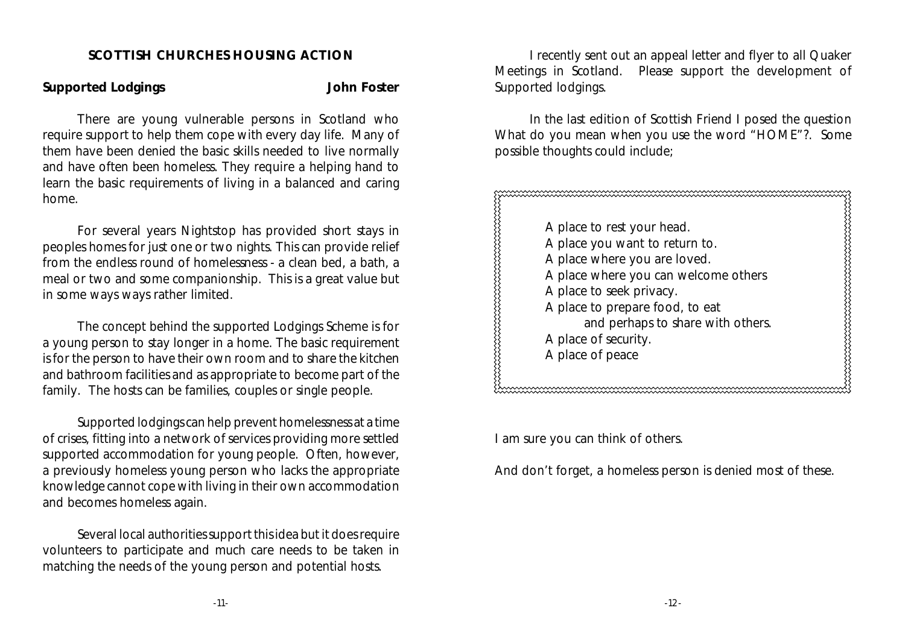## SCOTTISH CHURCHES HOUSING ACTION

**Supported Lodgings** **John Foster**

There are young vulnerable persons in Scotland who require support to help them cope with every day life. Many of them have been denied the basic skills needed to live normally and have often been homeless. They require a helping hand to learn the basic requirements of living in a balanced and caring home.

For several years Nightstop has provided short stays in peoples homes for just one or two nights. This can provide relief from the endless round of homelessness - a clean bed, a bath, a meal or two and some companionship. This is a great value but in some ways ways rather limited.

The concept behind the supported Lodgings Scheme is for a young person to stay longer in a home. The basic requirement is for the person to have their own room and to share the kitchen and bathroom facilities and as appropriate to become part of the family. The hosts can be families, couples or single people.

Supported lodgings can help prevent homelessness at a time of crises, fitting into a network of services providing more settled supported accommodation for young people. Often, however, a previously homeless young person who lacks the appropriate knowledge cannot cope with living in their own accommodation and becomes homeless again.

Several local authorities support this idea but it does require volunteers to participate and much care needs to be taken in matching the needs of the young person and potential hosts.

I recently sent out an appeal letter and flyer to all Quaker Meetings in Scotland. Please support the development of Supported lodgings.

In the last edition of Scottish Friend I posed the question What do you mean when you use the word "HOME"?. Some possible thoughts could include;

A place to rest your head.  
A place you want to return to.  
A place where you are loved.  
A place where you can welcome others  
A place to seek privacy.  
A place to prepare food, to eat  
and perhaps to share with others.  
A place of security.  
A place of peace

I am sure you can think of others.

And don't forget, a homeless person is denied most of these.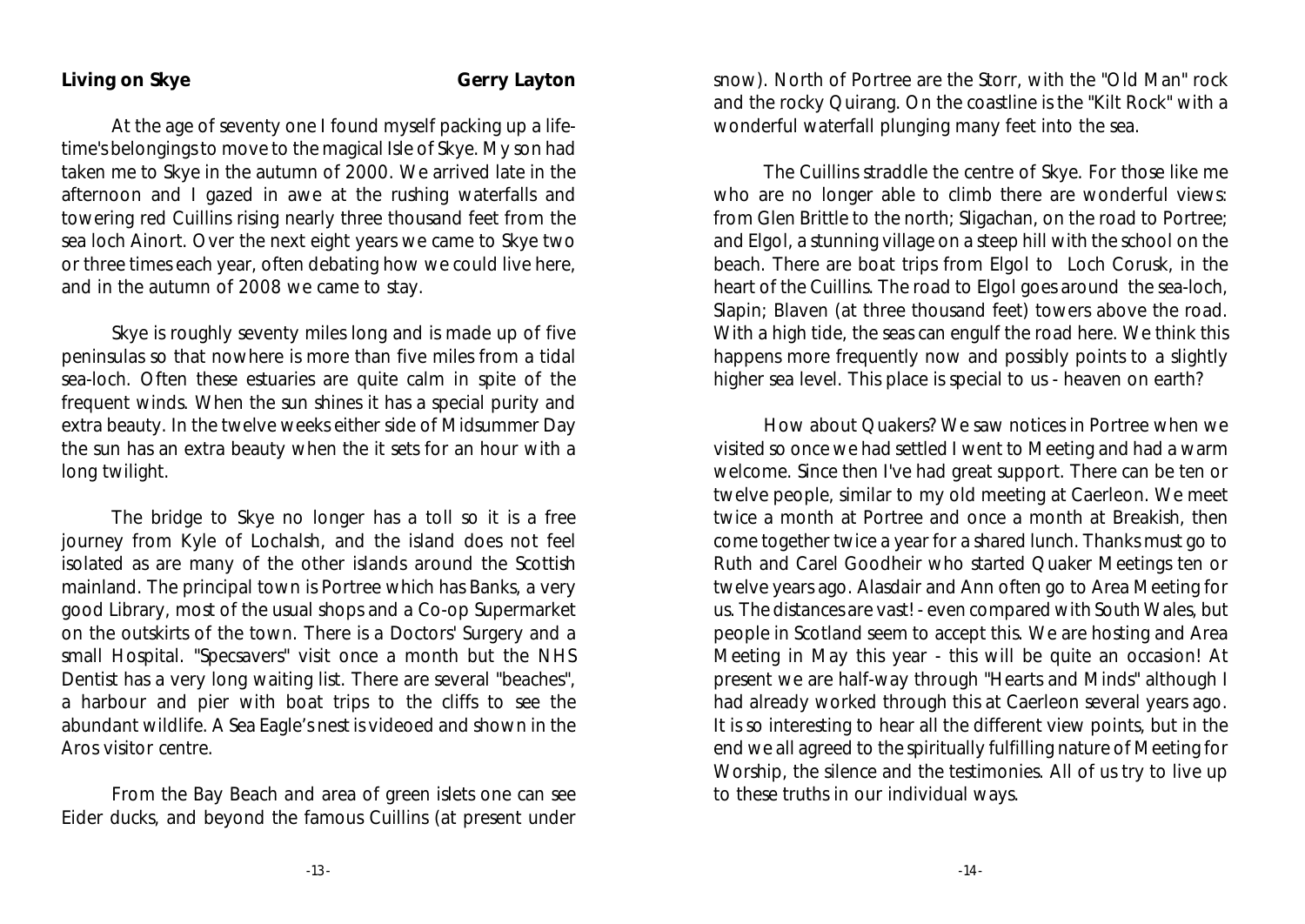## Living on Skye

**Gerry Layton**

At the age of seventy one I found myself packing up a lifetime's belongings to move to the magical Isle of Skye. My son had taken me to Skye in the autumn of 2000. We arrived late in the afternoon and I gazed in awe at the rushing waterfalls and towering red Cuillins rising nearly three thousand feet from the sea loch Ainort. Over the next eight years we came to Skye two or three times each year, often debating how we could live here, and in the autumn of 2008 we came to stay.

Skye is roughly seventy miles long and is made up of five peninsulas so that nowhere is more than five miles from a tidal sea-loch. Often these estuaries are quite calm in spite of the frequent winds. When the sun shines it has a special purity and extra beauty. In the twelve weeks either side of Midsummer Day the sun has an extra beauty when the it sets for an hour with a long twilight.

The bridge to Skye no longer has a toll so it is a free journey from Kyle of Lochalsh, and the island does not feel isolated as are many of the other islands around the Scottish mainland. The principal town is Portree which has Banks, a very good Library, most of the usual shops and a Co-op Supermarket on the outskirts of the town. There is a Doctors' Surgery and a small Hospital. "Specsavers" visit once a month but the NHS Dentist has a very long waiting list. There are several "beaches", a harbour and pier with boat trips to the cliffs to see the abundant wildlife. A Sea Eagle's nest is videoed and shown in the Aros visitor centre.

From the Bay Beach and area of green islets one can see Eider ducks, and beyond the famous Cuillins (at present under snow). North of Portree are the Storr, with the "Old Man" rock and the rocky Quirang. On the coastline is the "Kilt Rock" with a wonderful waterfall plunging many feet into the sea.

The Cuillins straddle the centre of Skye. For those like me who are no longer able to climb there are wonderful views: from Glen Brittle to the north; Sligachan, on the road to Portree; and Elgol, a stunning village on a steep hill with the school on the beach. There are boat trips from Elgol to Loch Corusk, in the heart of the Cuillins. The road to Elgol goes around the sea-loch, Slapin; Blaven (at three thousand feet) towers above the road. With a high tide, the seas can engulf the road here. We think this happens more frequently now and possibly points to a slightly higher sea level. This place is special to us - heaven on earth?

How about Quakers? We saw notices in Portree when we visited so once we had settled I went to Meeting and had a warm welcome. Since then I've had great support. There can be ten or twelve people, similar to my old meeting at Caerleon. We meet twice a month at Portree and once a month at Breakish, then come together twice a year for a shared lunch. Thanks must go to Ruth and Carel Goodheir who started Quaker Meetings ten or twelve years ago. Alasdair and Ann often go to Area Meeting for us. The distances are vast! - even compared with South Wales, but people in Scotland seem to accept this. We are hosting and Area Meeting in May this year - this will be quite an occasion! At present we are half-way through "Hearts and Minds" although I had already worked through this at Caerleon several years ago. It is so interesting to hear all the different view points, but in the end we all agreed to the spiritually fulfilling nature of Meeting for Worship, the silence and the testimonies. All of us try to live up to these truths in our individual ways.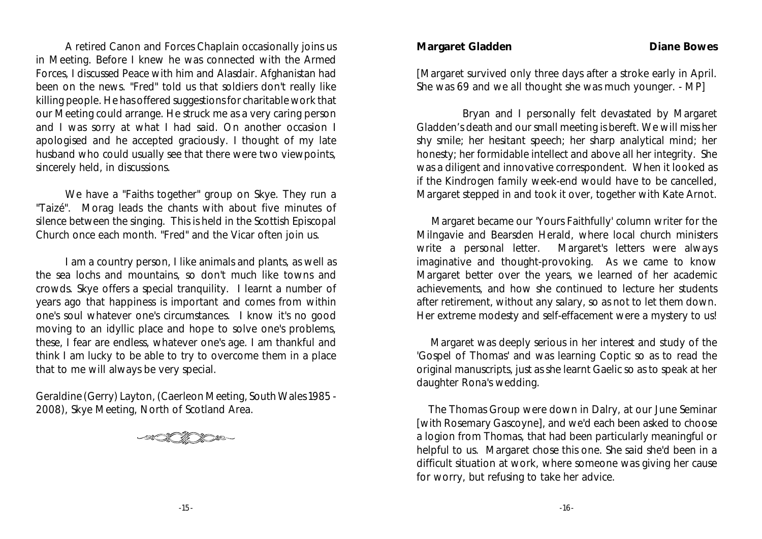A retired Canon and Forces Chaplain occasionally joins us in Meeting. Before I knew he was connected with the Armed Forces, I discussed Peace with him and Alasdair. Afghanistan had been on the news. "Fred" told us that soldiers don't really like killing people. He has offered suggestions for charitable work that our Meeting could arrange. He struck me as a very caring person and I was sorry at what I had said. On another occasion I apologised and he accepted graciously. I thought of my late husband who could usually see that there were two viewpoints, sincerely held, in discussions.

We have a "Faiths together" group on Skye. They run a "Taizé". Morag leads the chants with about five minutes of silence between the singing. This is held in the Scottish Episcopal Church once each month. "Fred" and the Vicar often join us.

I am a country person, I like animals and plants, as well as the sea lochs and mountains, so don't much like towns and crowds. Skye offers a special tranquility. I learnt a number of years ago that happiness is important and comes from within one's soul whatever one's circumstances. I know it's no good moving to an idyllic place and hope to solve one's problems, these, I fear are endless, whatever one's age. I am thankful and think I am lucky to be able to try to overcome them in a place that to me will always be very special.

Geraldine (Gerry) Layton, (Caerleon Meeting, South Wales 1985 - 2008), Skye Meeting, North of Scotland Area.

**Margaret Gladden** **Diane Bowes**

[Margaret survived only three days after a stroke early in April. She was 69 and we all thought she was much younger. - MP]

Bryan and I personally felt devastated by Margaret Gladden's death and our small meeting is bereft. We will miss her shy smile; her hesitant speech; her sharp analytical mind; her honesty; her formidable intellect and above all her integrity. She was a diligent and innovative correspondent. When it looked as if the Kindrogen family week-end would have to be cancelled, Margaret stepped in and took it over, together with Kate Arnot.

Margaret became our 'Yours Faithfully' column writer for the Milngavie and Bearsden Herald, where local church ministers write a personal letter. Margaret's letters were always imaginative and thought-provoking. As we came to know Margaret better over the years, we learned of her academic achievements, and how she continued to lecture her students after retirement, without any salary, so as not to let them down. Her extreme modesty and self-effacement were a mystery to us!

Margaret was deeply serious in her interest and study of the 'Gospel of Thomas' and was learning Coptic so as to read the original manuscripts, just as she learnt Gaelic so as to speak at her daughter Rona's wedding.

The Thomas Group were down in Dalry, at our June Seminar [with Rosemary Gascoyne], and we'd each been asked to choose a logion from Thomas, that had been particularly meaningful or helpful to us. Margaret chose this one. She said she'd been in a difficult situation at work, where someone was giving her cause for worry, but refusing to take her advice.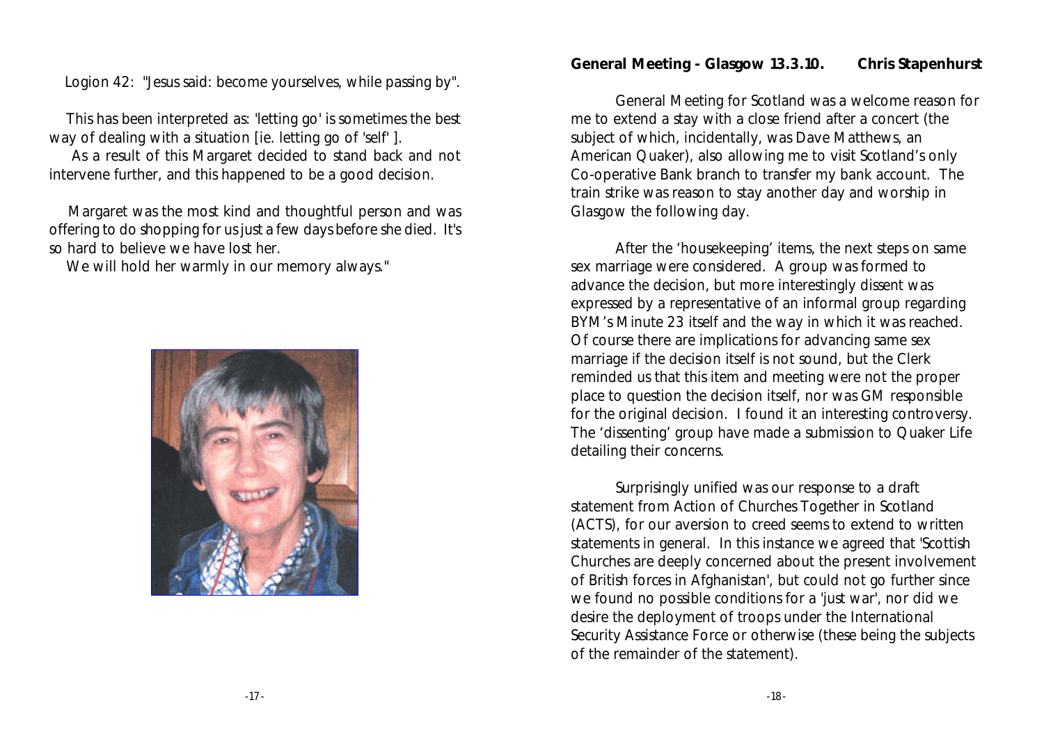Logion 42: "Jesus said: become yourselves, while passing by".

This has been interpreted as: 'letting go' is sometimes the best way of dealing with a situation [ie. letting go of 'self' ].

As a result of this Margaret decided to stand back and not intervene further, and this happened to be a good decision.

Margaret was the most kind and thoughtful person and was offering to do shopping for us just a few days before she died. It's so hard to believe we have lost her.

We will hold her warmly in our memory always."

## General Meeting - Glasgow 13.3.10. **Chris Stapenhurst**

General Meeting for Scotland was a welcome reason for me to extend a stay with a close friend after a concert (the subject of which, incidentally, was Dave Matthews, an American Quaker), also allowing me to visit Scotland's only Co-operative Bank branch to transfer my bank account. The train strike was reason to stay another day and worship in Glasgow the following day.

After the 'housekeeping' items, the next steps on same sex marriage were considered. A group was formed to advance the decision, but more interestingly dissent was expressed by a representative of an informal group regarding BYM's Minute 23 itself and the way in which it was reached. Of course there are implications for advancing same sex marriage if the decision itself is not sound, but the Clerk reminded us that this item and meeting were not the proper place to question the decision itself, nor was GM responsible for the original decision. I found it an interesting controversy. The 'dissenting' group have made a submission to Quaker Life detailing their concerns.

Surprisingly unified was our response to a draft statement from Action of Churches Together in Scotland (ACTS), for our aversion to creed seems to extend to written statements in general. In this instance we agreed that 'Scottish Churches are deeply concerned about the present involvement of British forces in Afghanistan', but could not go further since we found no possible conditions for a 'just war', nor did we desire the deployment of troops under the International Security Assistance Force or otherwise (these being the subjects of the remainder of the statement).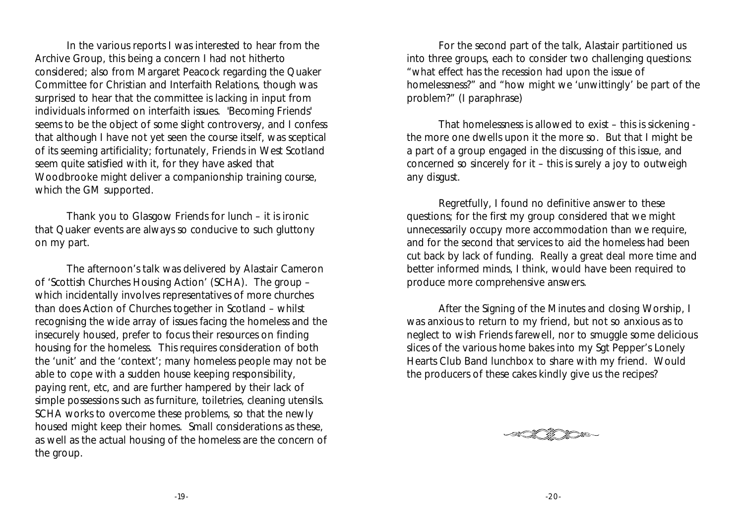In the various reports I was interested to hear from the Archive Group, this being a concern I had not hitherto considered; also from Margaret Peacock regarding the Quaker Committee for Christian and Interfaith Relations, though was surprised to hear that the committee is lacking in input from individuals informed on interfaith issues. 'Becoming Friends' seems to be the object of some slight controversy, and I confess that although I have not yet seen the course itself, was sceptical of its seeming artificiality; fortunately, Friends in West Scotland seem quite satisfied with it, for they have asked that Woodbrooke might deliver a companionship training course, which the GM supported.

Thank you to Glasgow Friends for lunch – it is ironic that Quaker events are always so conducive to such gluttony on my part.

The afternoon's talk was delivered by Alastair Cameron of 'Scottish Churches Housing Action' (SCHA). The group – which incidentally involves representatives of more churches than does Action of Churches together in Scotland – whilst recognising the wide array of issues facing the homeless and the insecurely housed, prefer to focus their resources on finding housing for the homeless. This requires consideration of both the 'unit' and the 'context'; many homeless people may not be able to cope with a sudden house keeping responsibility, paying rent, etc, and are further hampered by their lack of simple possessions such as furniture, toiletries, cleaning utensils. SCHA works to overcome these problems, so that the newly housed might keep their homes. Small considerations as these, as well as the actual housing of the homeless are the concern of the group.

For the second part of the talk, Alastair partitioned us into three groups, each to consider two challenging questions: "what effect has the recession had upon the issue of homelessness?" and "how might we 'unwittingly' be part of the problem?" (I paraphrase)

That homelessness is allowed to exist – this is sickening - the more one dwells upon it the more so. But that I might be a part of a group engaged in the discussing of this issue, and concerned so sincerely for it – this is surely a joy to outweigh any disgust.

Regretfully, I found no definitive answer to these questions; for the first my group considered that we might unnecessarily occupy more accommodation than we require, and for the second that services to aid the homeless had been cut back by lack of funding. Really a great deal more time and better informed minds, I think, would have been required to produce more comprehensive answers.

After the Signing of the Minutes and closing Worship, I was anxious to return to my friend, but not so anxious as to neglect to wish Friends farewell, nor to smuggle some delicious slices of the various home bakes into my Sgt Pepper's Lonely Hearts Club Band lunchbox to share with my friend. Would the producers of these cakes kindly give us the recipes?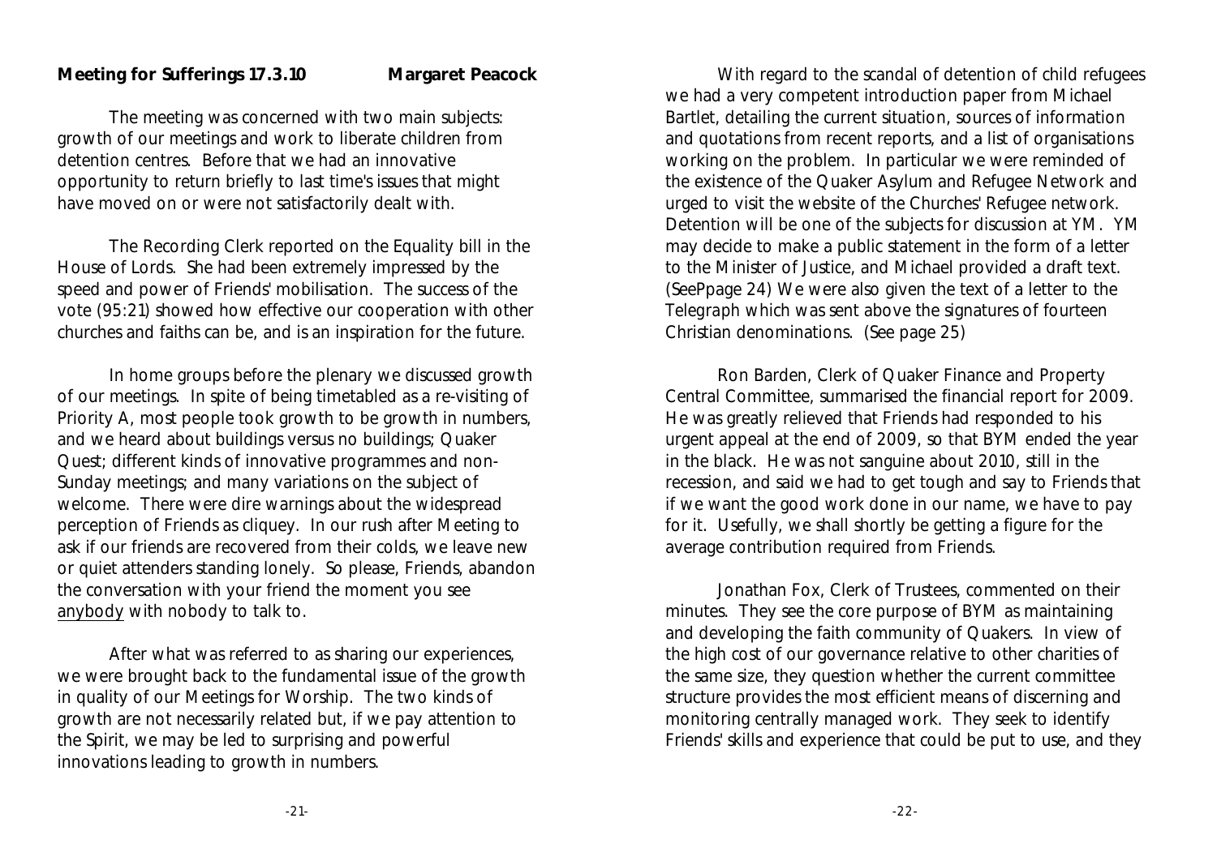**Meeting for Sufferings 17.3.10 Margaret Peacock**

The meeting was concerned with two main subjects: growth of our meetings and work to liberate children from detention centres. Before that we had an innovative opportunity to return briefly to last time's issues that might have moved on or were not satisfactorily dealt with.

The Recording Clerk reported on the Equality bill in the House of Lords. She had been extremely impressed by the speed and power of Friends' mobilisation. The success of the vote (95:21) showed how effective our cooperation with other churches and faiths can be, and is an inspiration for the future.

In home groups before the plenary we discussed growth of our meetings. In spite of being timetabled as a re-visiting of Priority A, most people took growth to be growth in numbers, and we heard about buildings versus no buildings; Quaker Quest; different kinds of innovative programmes and non-Sunday meetings; and many variations on the subject of welcome. There were dire warnings about the widespread perception of Friends as cliquey. In our rush after Meeting to ask if our friends are recovered from their colds, we leave new or quiet attenders standing lonely. So please, Friends, abandon the conversation with your friend the moment you see <u>anybody</u> with nobody to talk to.

After what was referred to as sharing our experiences, we were brought back to the fundamental issue of the growth in quality of our Meetings for Worship. The two kinds of growth are not necessarily related but, if we pay attention to the Spirit, we may be led to surprising and powerful innovations leading to growth in numbers.

With regard to the scandal of detention of child refugees we had a very competent introduction paper from Michael Bartlet, detailing the current situation, sources of information and quotations from recent reports, and a list of organisations working on the problem. In particular we were reminded of the existence of the Quaker Asylum and Refugee Network and urged to visit the website of the Churches' Refugee network. Detention will be one of the subjects for discussion at YM. YM may decide to make a public statement in the form of a letter to the Minister of Justice, and Michael provided a draft text. (SeePpage 24) We were also given the text of a letter to the Telegraph which was sent above the signatures of fourteen Christian denominations. (See page 25)

Ron Barden, Clerk of Quaker Finance and Property Central Committee, summarised the financial report for 2009. He was greatly relieved that Friends had responded to his urgent appeal at the end of 2009, so that BYM ended the year in the black. He was not sanguine about 2010, still in the recession, and said we had to get tough and say to Friends that if we want the good work done in our name, we have to pay for it. Usefully, we shall shortly be getting a figure for the average contribution required from Friends.

Jonathan Fox, Clerk of Trustees, commented on their minutes. They see the core purpose of BYM as maintaining and developing the faith community of Quakers. In view of the high cost of our governance relative to other charities of the same size, they question whether the current committee structure provides the most efficient means of discerning and monitoring centrally managed work. They seek to identify Friends' skills and experience that could be put to use, and they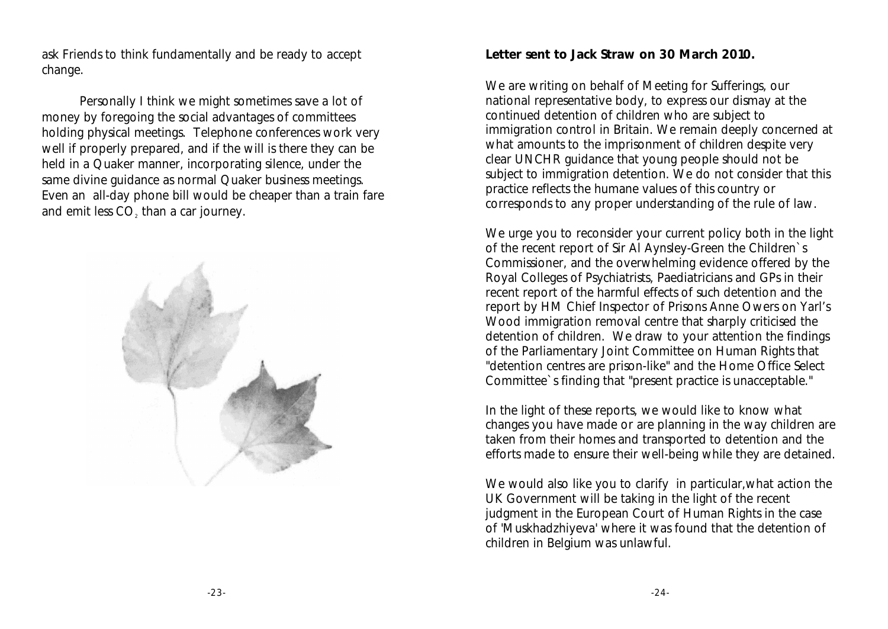ask Friends to think fundamentally and be ready to accept change.

Personally I think we might sometimes save a lot of money by foregoing the social advantages of committees holding physical meetings. Telephone conferences work very well if properly prepared, and if the will is there they can be held in a Quaker manner, incorporating silence, under the same divine guidance as normal Quaker business meetings. Even an all-day phone bill would be cheaper than a train fare and emit less $CO_2$ than a car journey.

**Letter sent to Jack Straw on 30 March 2010.**

We are writing on behalf of Meeting for Sufferings, our national representative body, to express our dismay at the continued detention of children who are subject to immigration control in Britain. We remain deeply concerned at what amounts to the imprisonment of children despite very clear UNCHR guidance that young people should not be subject to immigration detention. We do not consider that this practice reflects the humane values of this country or corresponds to any proper understanding of the rule of law.

We urge you to reconsider your current policy both in the light of the recent report of Sir Al Aynsley-Green the Children`s Commissioner, and the overwhelming evidence offered by the Royal Colleges of Psychiatrists, Paediatricians and GPs in their recent report of the harmful effects of such detention and the report by HM Chief Inspector of Prisons Anne Owers on Yarl's Wood immigration removal centre that sharply criticised the detention of children. We draw to your attention the findings of the Parliamentary Joint Committee on Human Rights that "detention centres are prison-like" and the Home Office Select Committee`s finding that "present practice is unacceptable."

In the light of these reports, we would like to know what changes you have made or are planning in the way children are taken from their homes and transported to detention and the efforts made to ensure their well-being while they are detained.

We would also like you to clarify in particular,what action the UK Government will be taking in the light of the recent judgment in the European Court of Human Rights in the case of 'Muskhadzhiyeva' where it was found that the detention of children in Belgium was unlawful.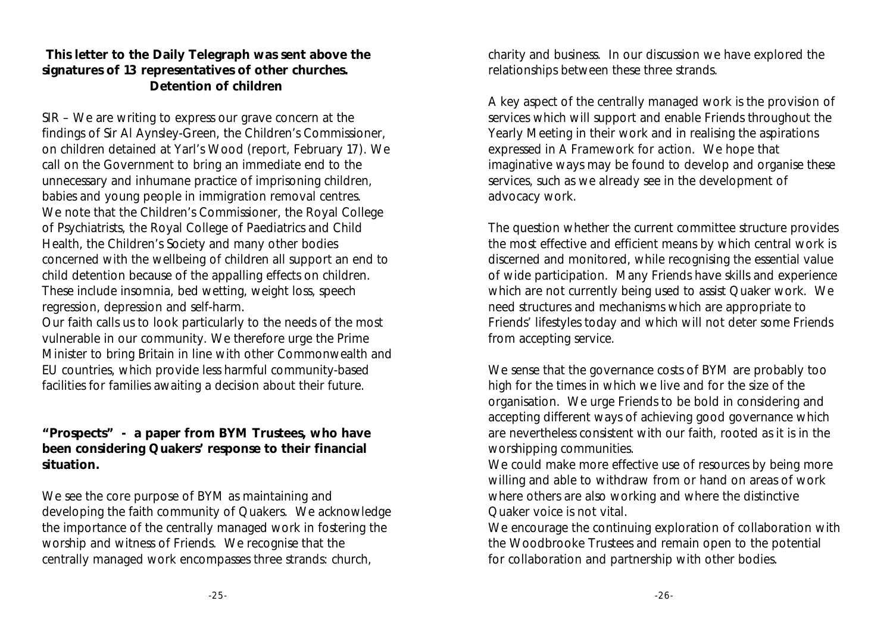**This letter to the Daily Telegraph was sent above the signatures of 13 representatives of other churches.**

**Detention of children**

SIR – We are writing to express our grave concern at the findings of Sir Al Aynsley-Green, the Children's Commissioner, on children detained at Yarl's Wood (report, February 17). We call on the Government to bring an immediate end to the unnecessary and inhumane practice of imprisoning children, babies and young people in immigration removal centres.

We note that the Children's Commissioner, the Royal College of Psychiatrists, the Royal College of Paediatrics and Child Health, the Children's Society and many other bodies concerned with the wellbeing of children all support an end to child detention because of the appalling effects on children. These include insomnia, bed wetting, weight loss, speech regression, depression and self-harm.

Our faith calls us to look particularly to the needs of the most vulnerable in our community. We therefore urge the Prime Minister to bring Britain in line with other Commonwealth and EU countries, which provide less harmful community-based facilities for families awaiting a decision about their future.

**"Prospects" - a paper from BYM Trustees, who have been considering Quakers' response to their financial situation.**

We see the core purpose of BYM as maintaining and developing the faith community of Quakers. We acknowledge the importance of the centrally managed work in fostering the worship and witness of Friends. We recognise that the centrally managed work encompasses three strands: church, charity and business. In our discussion we have explored the relationships between these three strands.

A key aspect of the centrally managed work is the provision of services which will support and enable Friends throughout the Yearly Meeting in their work and in realising the aspirations expressed in *A Framework for action*. We hope that imaginative ways may be found to develop and organise these services, such as we already see in the development of advocacy work.

The question whether the current committee structure provides the most effective and efficient means by which central work is discerned and monitored, while recognising the essential value of wide participation. Many Friends have skills and experience which are not currently being used to assist Quaker work. We need structures and mechanisms which are appropriate to Friends' lifestyles today and which will not deter some Friends from accepting service.

We sense that the governance costs of BYM are probably too high for the times in which we live and for the size of the organisation. We urge Friends to be bold in considering and accepting different ways of achieving good governance which are nevertheless consistent with our faith, rooted as it is in the worshipping communities.

We could make more effective use of resources by being more willing and able to withdraw from or hand on areas of work where others are also working and where the distinctive Quaker voice is not vital.

We encourage the continuing exploration of collaboration with the Woodbrooke Trustees and remain open to the potential for collaboration and partnership with other bodies.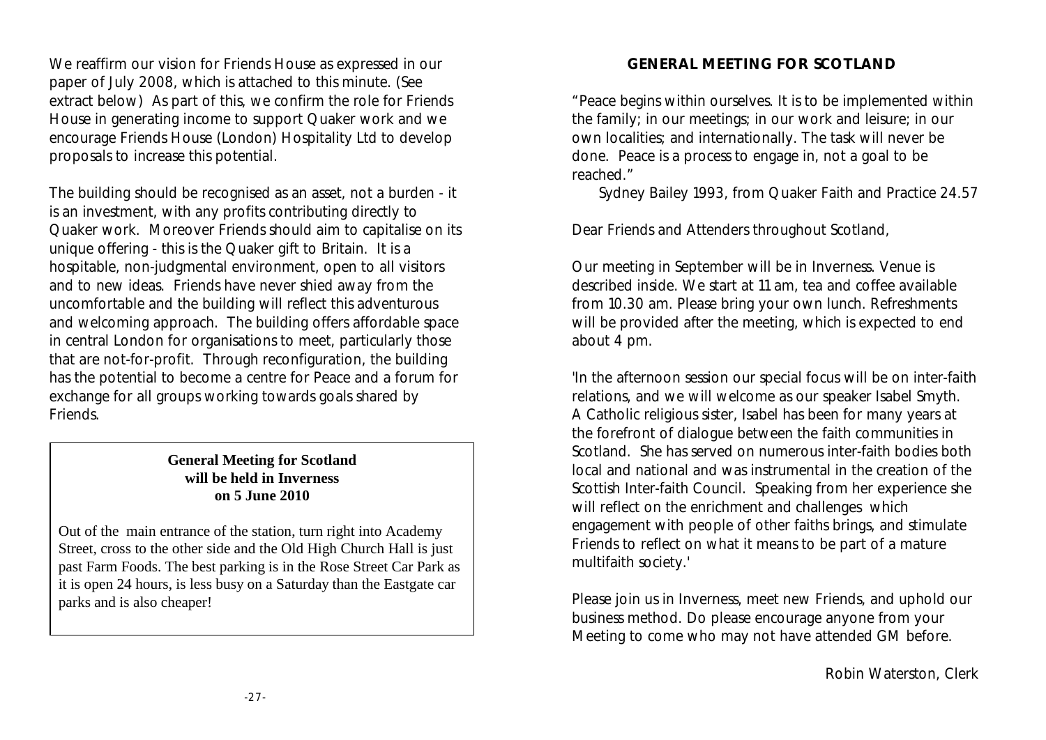We reaffirm our vision for Friends House as expressed in our paper of July 2008, which is attached to this minute. (See extract below) As part of this, we confirm the role for Friends House in generating income to support Quaker work and we encourage Friends House (London) Hospitality Ltd to develop proposals to increase this potential.

The building should be recognised as an asset, not a burden - it is an investment, with any profits contributing directly to Quaker work. Moreover Friends should aim to capitalise on its unique offering - this is the Quaker gift to Britain. It is a hospitable, non-judgmental environment, open to all visitors and to new ideas. Friends have never shied away from the uncomfortable and the building will reflect this adventurous and welcoming approach. The building offers affordable space in central London for organisations to meet, particularly those that are not-for-profit. Through reconfiguration, the building has the potential to become a centre for Peace and a forum for exchange for all groups working towards goals shared by Friends.

**General Meeting for Scotland will be held in Inverness on 5 June 2010**

Out of the main entrance of the station, turn right into Academy Street, cross to the other side and the Old High Church Hall is just past Farm Foods. The best parking is in the Rose Street Car Park as it is open 24 hours, is less busy on a Saturday than the Eastgate car parks and is also cheaper!

## GENERAL MEETING FOR SCOTLAND

"Peace begins within ourselves. It is to be implemented within the family; in our meetings; in our work and leisure; in our own localities; and internationally. The task will never be done. Peace is a process to engage in, not a goal to be reached."

Sydney Bailey 1993, from Quaker Faith and Practice 24.57

Dear Friends and Attenders throughout Scotland,

Our meeting in September will be in Inverness. Venue is described inside. We start at 11 am, tea and coffee available from 10.30 am. Please bring your own lunch. Refreshments will be provided after the meeting, which is expected to end about 4 pm.

'In the afternoon session our special focus will be on inter-faith relations, and we will welcome as our speaker Isabel Smyth. A Catholic religious sister, Isabel has been for many years at the forefront of dialogue between the faith communities in Scotland. She has served on numerous inter-faith bodies both local and national and was instrumental in the creation of the Scottish Inter-faith Council. Speaking from her experience she will reflect on the enrichment and challenges which engagement with people of other faiths brings, and stimulate Friends to reflect on what it means to be part of a mature multifaith society.'

Please join us in Inverness, meet new Friends, and uphold our business method. Do please encourage anyone from your Meeting to come who may not have attended GM before.

Robin Waterston, Clerk